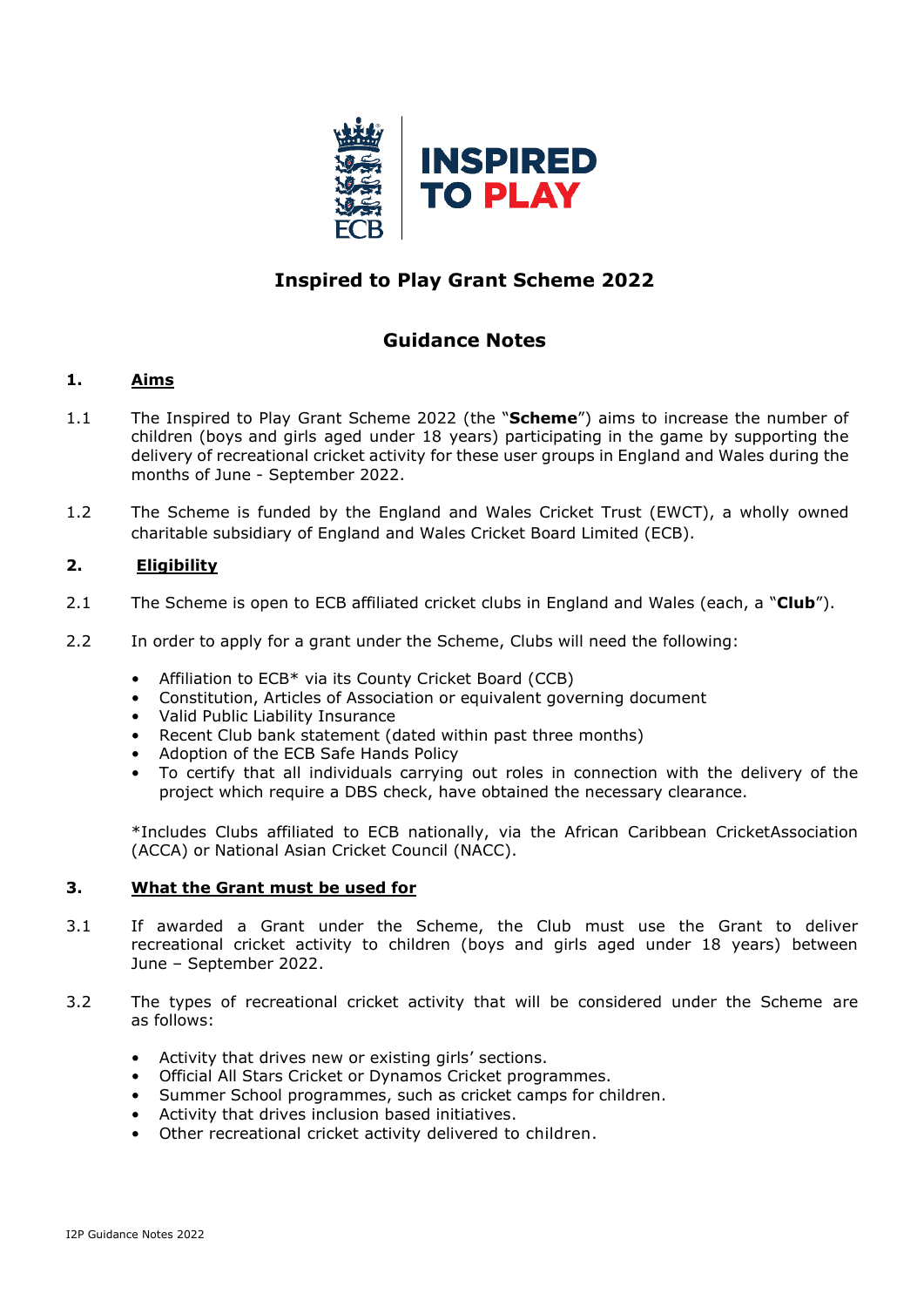# Inspired to Play Grant Scheme 2022

## Guidance Notes

### 1. Aims

1.1 The Inspired to Play Grant Scheme 2022 (the "**Scheme**") aims to increase the number of children (boys and girls aged under 18 years) participating in the game by supporting the delivery of recreational cricket activity for these user groups in England and Wales during the months of June - September 2022.

1.2 The Scheme is funded by the England and Wales Cricket Trust (EWCT), a wholly owned charitable subsidiary of England and Wales Cricket Board Limited (ECB).

### 2. Eligibility

2.1 The Scheme is open to ECB affiliated cricket clubs in England and Wales (each, a "**Club**").

2.2 In order to apply for a grant under the Scheme, Clubs will need the following:

- Affiliation to ECB* via its County Cricket Board (CCB)
- Constitution, Articles of Association or equivalent governing document
- Valid Public Liability Insurance
- Recent Club bank statement (dated within past three months)
- Adoption of the ECB Safe Hands Policy
- To certify that all individuals carrying out roles in connection with the delivery of the project which require a DBS check, have obtained the necessary clearance.

*Includes Clubs affiliated to ECB nationally, via the African Caribbean CricketAssociation (ACCA) or National Asian Cricket Council (NACC).

### 3. What the Grant must be used for

3.1 If awarded a Grant under the Scheme, the Club must use the Grant to deliver recreational cricket activity to children (boys and girls aged under 18 years) between June – September 2022.

3.2 The types of recreational cricket activity that will be considered under the Scheme are as follows:

- Activity that drives new or existing girls' sections.
- Official All Stars Cricket or Dynamos Cricket programmes.
- Summer School programmes, such as cricket camps for children.
- Activity that drives inclusion based initiatives.
- Other recreational cricket activity delivered to children.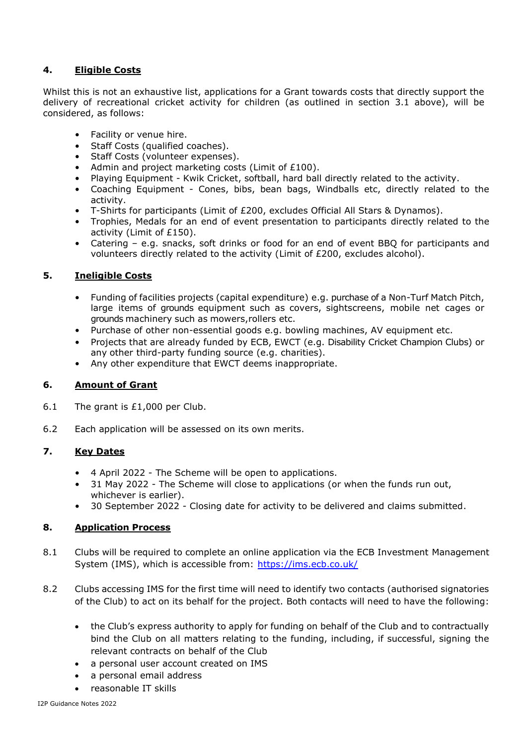## 4. Eligible Costs

Whilst this is not an exhaustive list, applications for a Grant towards costs that directly support the delivery of recreational cricket activity for children (as outlined in section 3.1 above), will be considered, as follows:

- Facility or venue hire.
- Staff Costs (qualified coaches).
- Staff Costs (volunteer expenses).
- Admin and project marketing costs (Limit of £100).
- Playing Equipment - Kwik Cricket, softball, hard ball directly related to the activity.
- Coaching Equipment - Cones, bibs, bean bags, Windballs etc, directly related to the activity.
- T-Shirts for participants (Limit of £200, excludes Official All Stars & Dynamos).
- Trophies, Medals for an end of event presentation to participants directly related to the activity (Limit of £150).
- Catering – e.g. snacks, soft drinks or food for an end of event BBQ for participants and volunteers directly related to the activity (Limit of £200, excludes alcohol).

## 5. Ineligible Costs

- Funding of facilities projects (capital expenditure) e.g. purchase of a Non-Turf Match Pitch, large items of grounds equipment such as covers, sightscreens, mobile net cages or grounds machinery such as mowers,rollers etc.
- Purchase of other non-essential goods e.g. bowling machines, AV equipment etc.
- Projects that are already funded by ECB, EWCT (e.g. Disability Cricket Champion Clubs) or any other third-party funding source (e.g. charities).
- Any other expenditure that EWCT deems inappropriate.

## 6. Amount of Grant

6.1 The grant is £1,000 per Club.

6.2 Each application will be assessed on its own merits.

## 7. Key Dates

- 4 April 2022 - The Scheme will be open to applications.
- 31 May 2022 - The Scheme will close to applications (or when the funds run out, whichever is earlier).
- 30 September 2022 - Closing date for activity to be delivered and claims submitted.

## 8. Application Process

8.1 Clubs will be required to complete an online application via the ECB Investment Management System (IMS), which is accessible from: https://ims.ecb.co.uk/

8.2 Clubs accessing IMS for the first time will need to identify two contacts (authorised signatories of the Club) to act on its behalf for the project. Both contacts will need to have the following:

- the Club's express authority to apply for funding on behalf of the Club and to contractually bind the Club on all matters relating to the funding, including, if successful, signing the relevant contracts on behalf of the Club
- a personal user account created on IMS
- a personal email address
- reasonable IT skills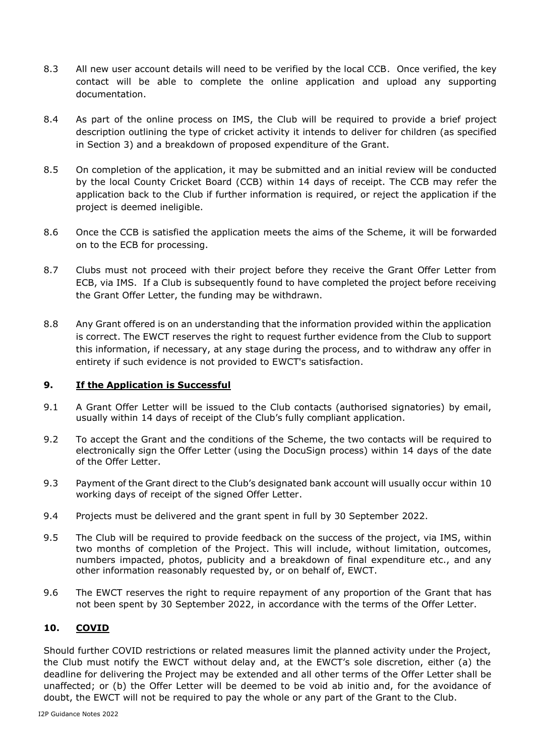8.3 All new user account details will need to be verified by the local CCB. Once verified, the key contact will be able to complete the online application and upload any supporting documentation.

8.4 As part of the online process on IMS, the Club will be required to provide a brief project description outlining the type of cricket activity it intends to deliver for children (as specified in Section 3) and a breakdown of proposed expenditure of the Grant.

8.5 On completion of the application, it may be submitted and an initial review will be conducted by the local County Cricket Board (CCB) within 14 days of receipt. The CCB may refer the application back to the Club if further information is required, or reject the application if the project is deemed ineligible.

8.6 Once the CCB is satisfied the application meets the aims of the Scheme, it will be forwarded on to the ECB for processing.

8.7 Clubs must not proceed with their project before they receive the Grant Offer Letter from ECB, via IMS. If a Club is subsequently found to have completed the project before receiving the Grant Offer Letter, the funding may be withdrawn.

8.8 Any Grant offered is on an understanding that the information provided within the application is correct. The EWCT reserves the right to request further evidence from the Club to support this information, if necessary, at any stage during the process, and to withdraw any offer in entirety if such evidence is not provided to EWCT's satisfaction.

## 9. **If the Application is Successful**

9.1 A Grant Offer Letter will be issued to the Club contacts (authorised signatories) by email, usually within 14 days of receipt of the Club's fully compliant application.

9.2 To accept the Grant and the conditions of the Scheme, the two contacts will be required to electronically sign the Offer Letter (using the DocuSign process) within 14 days of the date of the Offer Letter.

9.3 Payment of the Grant direct to the Club's designated bank account will usually occur within 10 working days of receipt of the signed Offer Letter.

9.4 Projects must be delivered and the grant spent in full by 30 September 2022.

9.5 The Club will be required to provide feedback on the success of the project, via IMS, within two months of completion of the Project. This will include, without limitation, outcomes, numbers impacted, photos, publicity and a breakdown of final expenditure etc., and any other information reasonably requested by, or on behalf of, EWCT.

9.6 The EWCT reserves the right to require repayment of any proportion of the Grant that has not been spent by 30 September 2022, in accordance with the terms of the Offer Letter.

## 10. **COVID**

Should further COVID restrictions or related measures limit the planned activity under the Project, the Club must notify the EWCT without delay and, at the EWCT's sole discretion, either (a) the deadline for delivering the Project may be extended and all other terms of the Offer Letter shall be unaffected; or (b) the Offer Letter will be deemed to be void ab initio and, for the avoidance of doubt, the EWCT will not be required to pay the whole or any part of the Grant to the Club.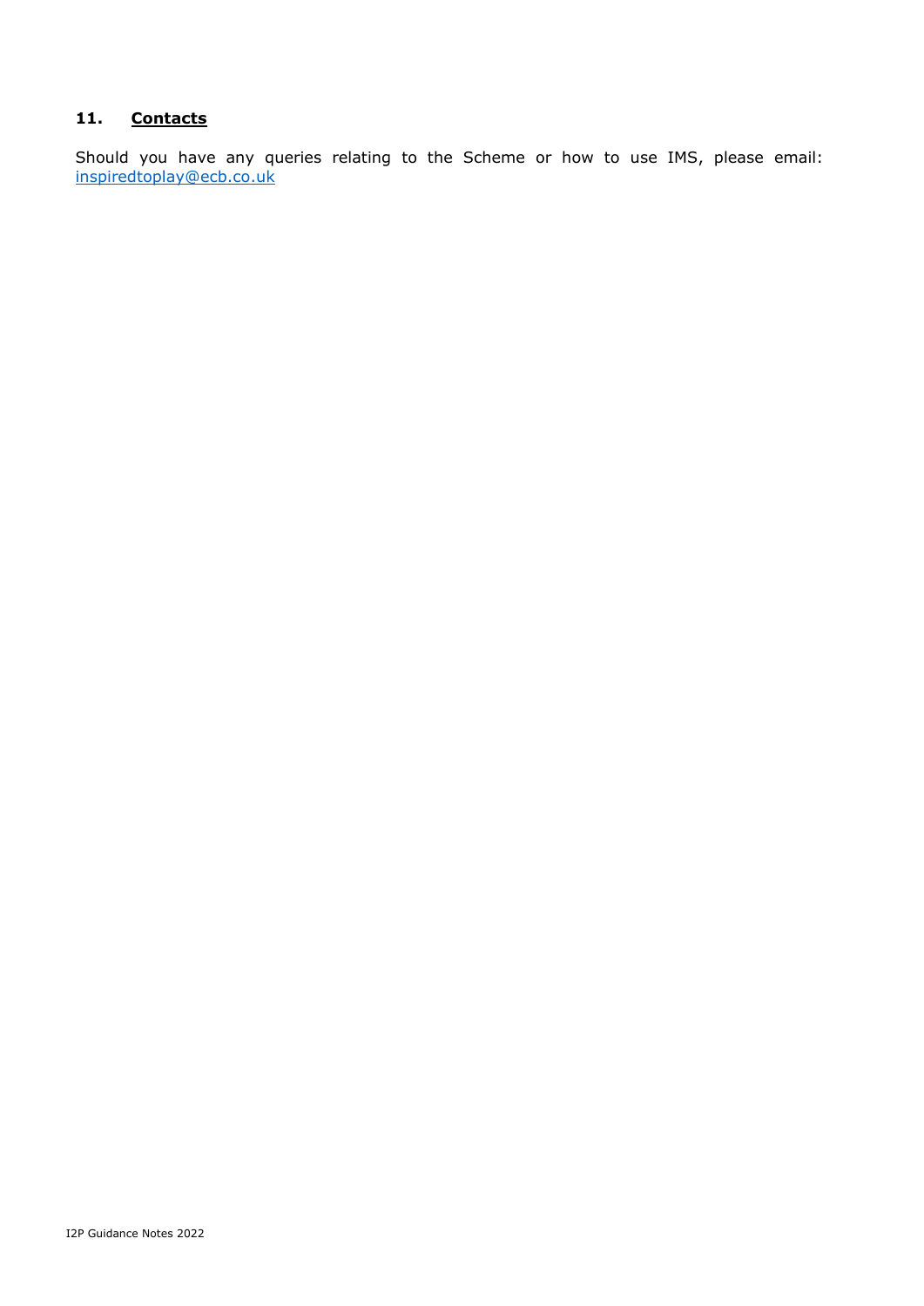## 11. **Contacts**

Should you have any queries relating to the Scheme or how to use IMS, please email: inspiredtoplay@ecb.co.uk